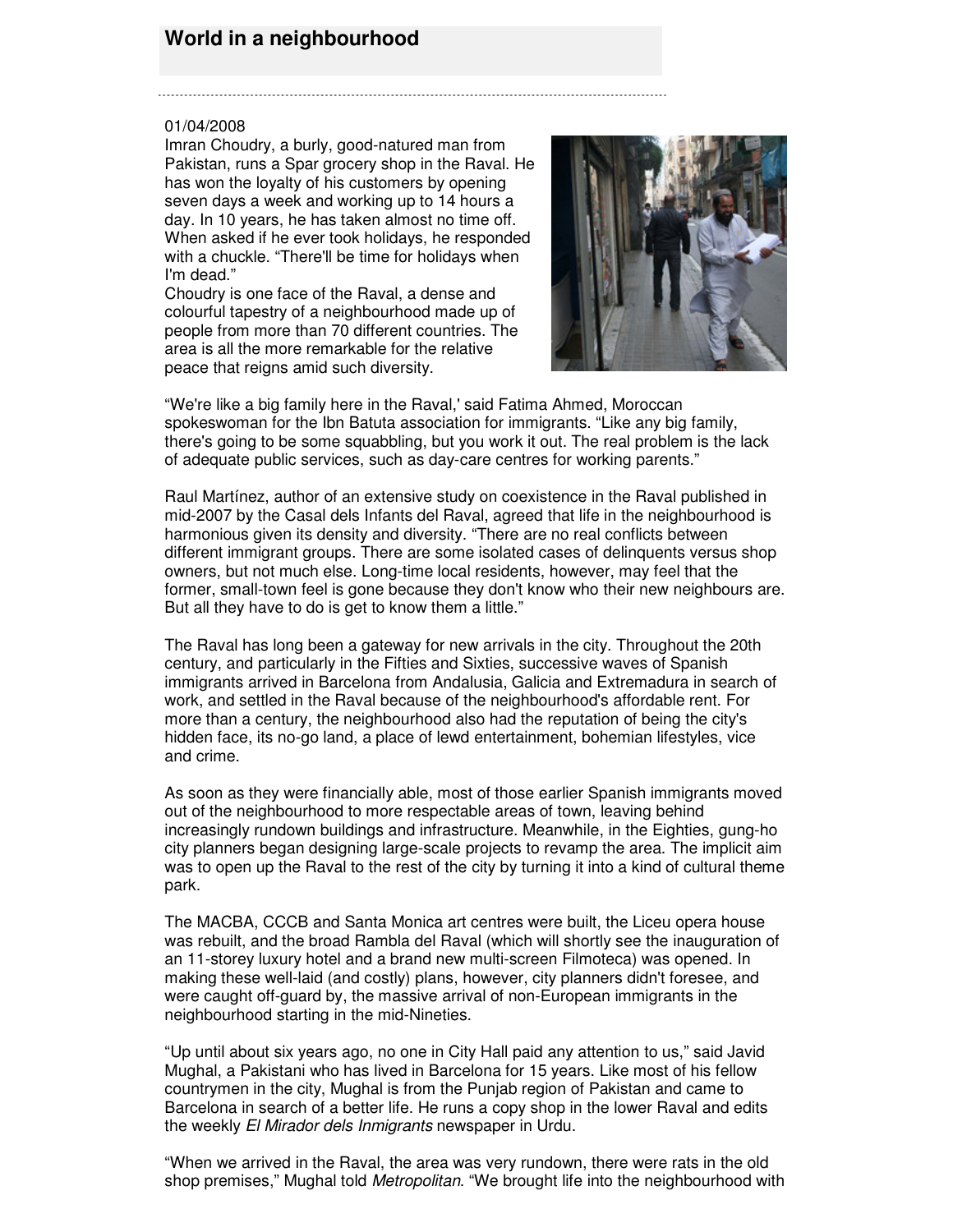# World in a neighbourhood

01/04/2008

Imran Choudry, a burly, good-natured man from Pakistan, runs a Spar grocery shop in the Raval. He has won the loyalty of his customers by opening seven days a week and working up to 14 hours a day. In 10 years, he has taken almost no time off. When asked if he ever took holidays, he responded with a chuckle. "There'll be time for holidays when I'm dead."

Choudry is one face of the Raval, a dense and colourful tapestry of a neighbourhood made up of people from more than 70 different countries. The area is all the more remarkable for the relative peace that reigns amid such diversity.

"We're like a big family here in the Raval,' said Fatima Ahmed, Moroccan spokeswoman for the Ibn Batuta association for immigrants. "Like any big family, there's going to be some squabbling, but you work it out. The real problem is the lack of adequate public services, such as day-care centres for working parents."

Raul Martínez, author of an extensive study on coexistence in the Raval published in mid-2007 by the Casal dels Infants del Raval, agreed that life in the neighbourhood is harmonious given its density and diversity. "There are no real conflicts between different immigrant groups. There are some isolated cases of delinquents versus shop owners, but not much else. Long-time local residents, however, may feel that the former, small-town feel is gone because they don't know who their new neighbours are. But all they have to do is get to know them a little."

The Raval has long been a gateway for new arrivals in the city. Throughout the 20th century, and particularly in the Fifties and Sixties, successive waves of Spanish immigrants arrived in Barcelona from Andalusia, Galicia and Extremadura in search of work, and settled in the Raval because of the neighbourhood's affordable rent. For more than a century, the neighbourhood also had the reputation of being the city's hidden face, its no-go land, a place of lewd entertainment, bohemian lifestyles, vice and crime.

As soon as they were financially able, most of those earlier Spanish immigrants moved out of the neighbourhood to more respectable areas of town, leaving behind increasingly rundown buildings and infrastructure. Meanwhile, in the Eighties, gung-ho city planners began designing large-scale projects to revamp the area. The implicit aim was to open up the Raval to the rest of the city by turning it into a kind of cultural theme park.

The MACBA, CCCB and Santa Monica art centres were built, the Liceu opera house was rebuilt, and the broad Rambla del Raval (which will shortly see the inauguration of an 11-storey luxury hotel and a brand new multi-screen Filmoteca) was opened. In making these well-laid (and costly) plans, however, city planners didn't foresee, and were caught off-guard by, the massive arrival of non-European immigrants in the neighbourhood starting in the mid-Nineties.

"Up until about six years ago, no one in City Hall paid any attention to us," said Javid Mughal, a Pakistani who has lived in Barcelona for 15 years. Like most of his fellow countrymen in the city, Mughal is from the Punjab region of Pakistan and came to Barcelona in search of a better life. He runs a copy shop in the lower Raval and edits the weekly *El Mirador dels Inmigrants* newspaper in Urdu.

"When we arrived in the Raval, the area was very rundown, there were rats in the old shop premises," Mughal told *Metropolitan*. "We brought life into the neighbourhood with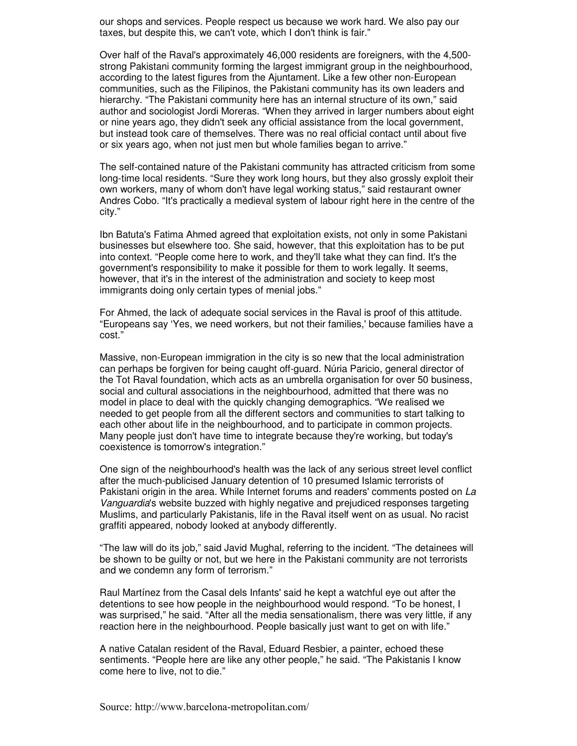our shops and services. People respect us because we work hard. We also pay our taxes, but despite this, we can't vote, which I don't think is fair."

Over half of the Raval's approximately 46,000 residents are foreigners, with the 4,500-strong Pakistani community forming the largest immigrant group in the neighbourhood, according to the latest figures from the Ajuntament. Like a few other non-European communities, such as the Filipinos, the Pakistani community has its own leaders and hierarchy. "The Pakistani community here has an internal structure of its own," said author and sociologist Jordi Moreras. "When they arrived in larger numbers about eight or nine years ago, they didn't seek any official assistance from the local government, but instead took care of themselves. There was no real official contact until about five or six years ago, when not just men but whole families began to arrive."

The self-contained nature of the Pakistani community has attracted criticism from some long-time local residents. "Sure they work long hours, but they also grossly exploit their own workers, many of whom don't have legal working status," said restaurant owner Andres Cobo. "It's practically a medieval system of labour right here in the centre of the city."

Ibn Batuta's Fatima Ahmed agreed that exploitation exists, not only in some Pakistani businesses but elsewhere too. She said, however, that this exploitation has to be put into context. "People come here to work, and they'll take what they can find. It's the government's responsibility to make it possible for them to work legally. It seems, however, that it's in the interest of the administration and society to keep most immigrants doing only certain types of menial jobs."

For Ahmed, the lack of adequate social services in the Raval is proof of this attitude. "Europeans say 'Yes, we need workers, but not their families,' because families have a cost."

Massive, non-European immigration in the city is so new that the local administration can perhaps be forgiven for being caught off-guard. Núria Paricio, general director of the Tot Raval foundation, which acts as an umbrella organisation for over 50 business, social and cultural associations in the neighbourhood, admitted that there was no model in place to deal with the quickly changing demographics. "We realised we needed to get people from all the different sectors and communities to start talking to each other about life in the neighbourhood, and to participate in common projects. Many people just don't have time to integrate because they're working, but today's coexistence is tomorrow's integration."

One sign of the neighbourhood's health was the lack of any serious street level conflict after the much-publicised January detention of 10 presumed Islamic terrorists of Pakistani origin in the area. While Internet forums and readers' comments posted on *La Vanguardia*'s website buzzed with highly negative and prejudiced responses targeting Muslims, and particularly Pakistanis, life in the Raval itself went on as usual. No racist graffiti appeared, nobody looked at anybody differently.

"The law will do its job," said Javid Mughal, referring to the incident. "The detainees will be shown to be guilty or not, but we here in the Pakistani community are not terrorists and we condemn any form of terrorism."

Raul Martínez from the Casal dels Infants' said he kept a watchful eye out after the detentions to see how people in the neighbourhood would respond. "To be honest, I was surprised," he said. "After all the media sensationalism, there was very little, if any reaction here in the neighbourhood. People basically just want to get on with life."

A native Catalan resident of the Raval, Eduard Resbier, a painter, echoed these sentiments. "People here are like any other people," he said. "The Pakistanis I know come here to live, not to die."

Source: http://www.barcelona-metropolitan.com/